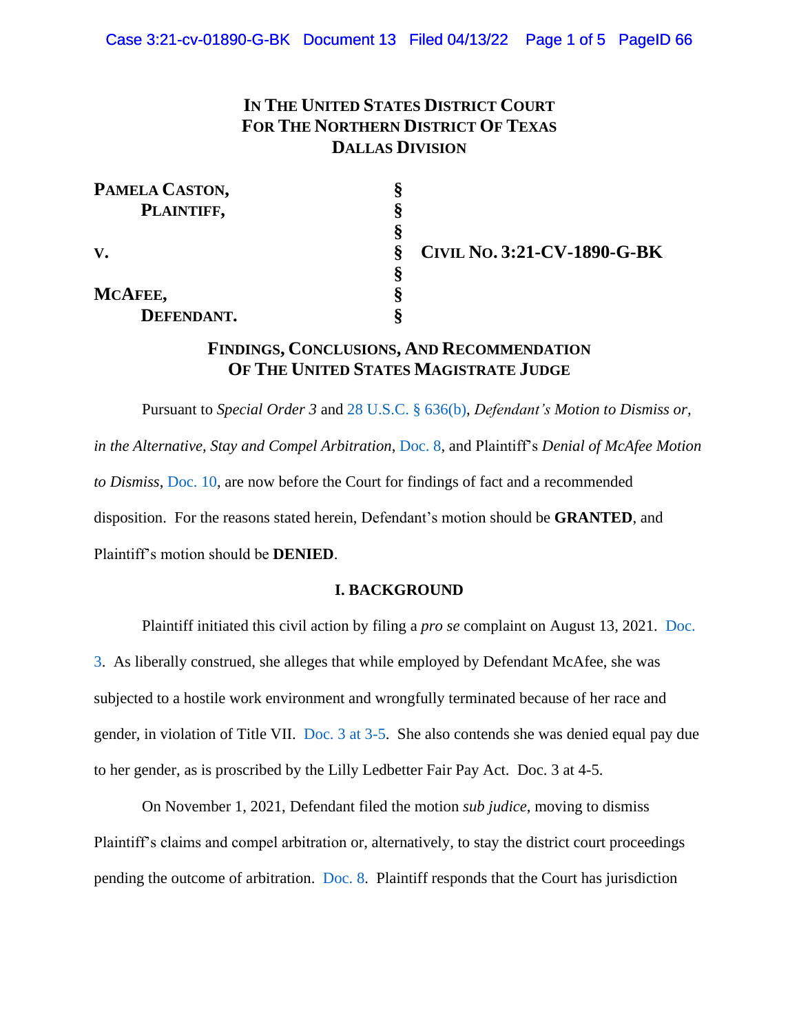# IN THE UNITED STATES DISTRICT COURT
# FOR THE NORTHERN DISTRICT OF TEXAS
# DALLAS DIVISION

| | | |
|---|---|---|
| **PAMELA CASTON,** | § | |
| **PLAINTIFF,** | § | |
| | § | |
| **V.** | § | **CIVIL NO. 3:21-CV-1890-G-BK** |
| | § | |
| **MCAFEE,** | § | |
| **DEFENDANT.** | § | |

## FINDINGS, CONCLUSIONS, AND RECOMMENDATION OF THE UNITED STATES MAGISTRATE JUDGE

Pursuant to *Special Order 3* and 28 U.S.C. § 636(b), *Defendant's Motion to Dismiss or, in the Alternative, Stay and Compel Arbitration*, Doc. 8, and Plaintiff's *Denial of McAfee Motion to Dismiss*, Doc. 10, are now before the Court for findings of fact and a recommended disposition. For the reasons stated herein, Defendant's motion should be **GRANTED**, and Plaintiff's motion should be **DENIED**.

### I. BACKGROUND

Plaintiff initiated this civil action by filing a *pro se* complaint on August 13, 2021. Doc. 3. As liberally construed, she alleges that while employed by Defendant McAfee, she was subjected to a hostile work environment and wrongfully terminated because of her race and gender, in violation of Title VII. Doc. 3 at 3-5. She also contends she was denied equal pay due to her gender, as is proscribed by the Lilly Ledbetter Fair Pay Act. Doc. 3 at 4-5.

On November 1, 2021, Defendant filed the motion *sub judice*, moving to dismiss Plaintiff's claims and compel arbitration or, alternatively, to stay the district court proceedings pending the outcome of arbitration. Doc. 8. Plaintiff responds that the Court has jurisdiction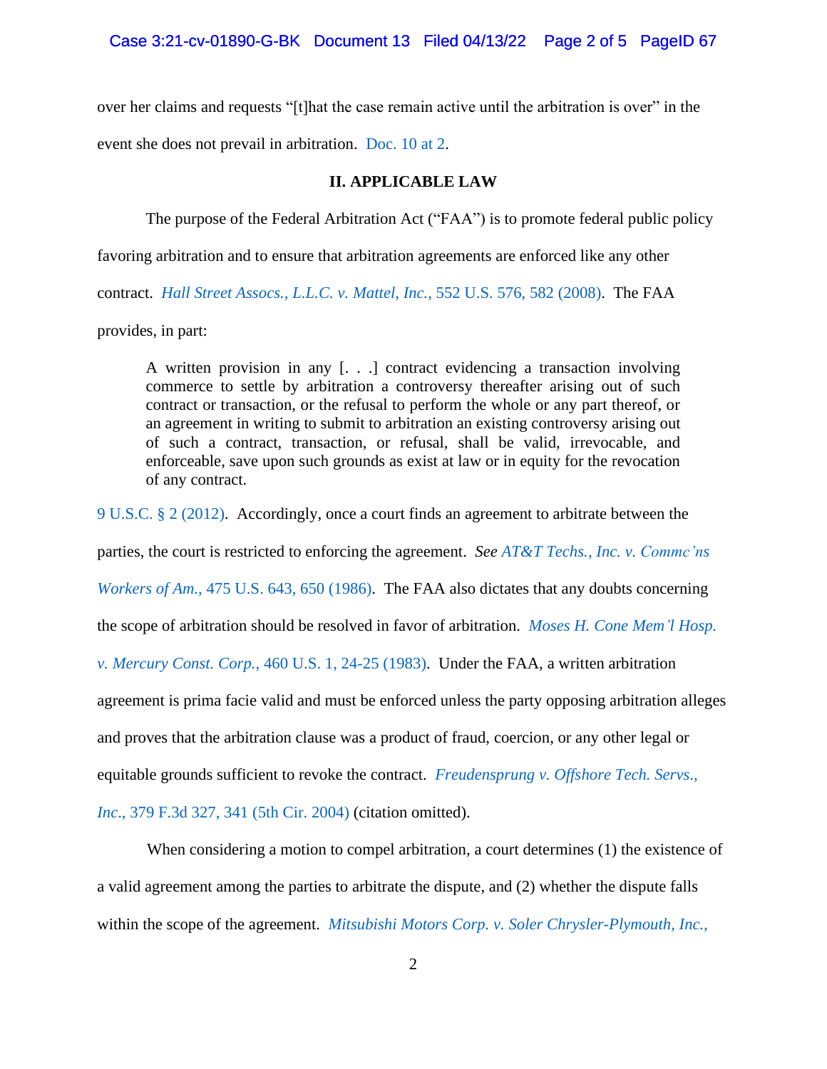over her claims and requests "[t]hat the case remain active until the arbitration is over" in the event she does not prevail in arbitration. Doc. 10 at 2.

## II. APPLICABLE LAW

The purpose of the Federal Arbitration Act ("FAA") is to promote federal public policy favoring arbitration and to ensure that arbitration agreements are enforced like any other contract. *Hall Street Assocs., L.L.C. v. Mattel, Inc.*, 552 U.S. 576, 582 (2008). The FAA provides, in part:

> A written provision in any [. . .] contract evidencing a transaction involving commerce to settle by arbitration a controversy thereafter arising out of such contract or transaction, or the refusal to perform the whole or any part thereof, or an agreement in writing to submit to arbitration an existing controversy arising out of such a contract, transaction, or refusal, shall be valid, irrevocable, and enforceable, save upon such grounds as exist at law or in equity for the revocation of any contract.

9 U.S.C. § 2 (2012). Accordingly, once a court finds an agreement to arbitrate between the parties, the court is restricted to enforcing the agreement. *See AT&T Techs., Inc. v. Commc'ns Workers of Am.*, 475 U.S. 643, 650 (1986). The FAA also dictates that any doubts concerning the scope of arbitration should be resolved in favor of arbitration. *Moses H. Cone Mem'l Hosp. v. Mercury Const. Corp.*, 460 U.S. 1, 24-25 (1983). Under the FAA, a written arbitration agreement is prima facie valid and must be enforced unless the party opposing arbitration alleges and proves that the arbitration clause was a product of fraud, coercion, or any other legal or equitable grounds sufficient to revoke the contract. *Freudensprung v. Offshore Tech. Servs., Inc.*, 379 F.3d 327, 341 (5th Cir. 2004) (citation omitted).

When considering a motion to compel arbitration, a court determines (1) the existence of a valid agreement among the parties to arbitrate the dispute, and (2) whether the dispute falls within the scope of the agreement. *Mitsubishi Motors Corp. v. Soler Chrysler-Plymouth, Inc.*,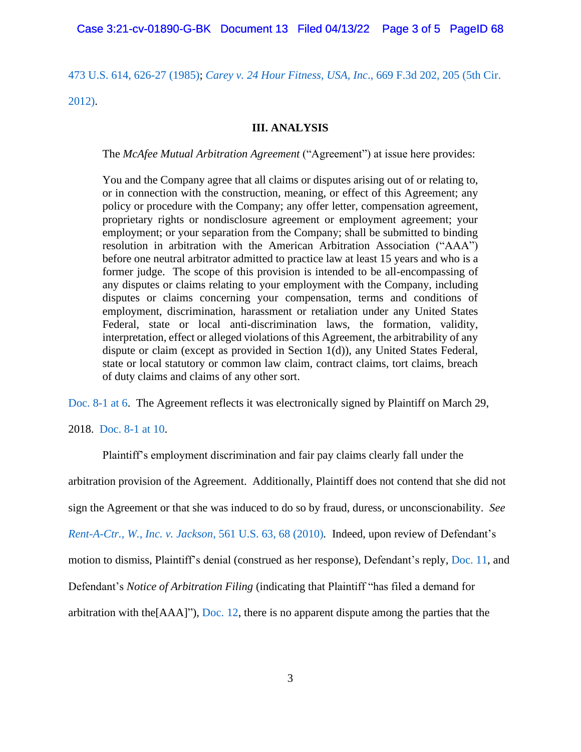473 U.S. 614, 626-27 (1985); *Carey v. 24 Hour Fitness, USA, Inc*., 669 F.3d 202, 205 (5th Cir. 2012).

### III. ANALYSIS

The *McAfee Mutual Arbitration Agreement* ("Agreement") at issue here provides:

> You and the Company agree that all claims or disputes arising out of or relating to, or in connection with the construction, meaning, or effect of this Agreement; any policy or procedure with the Company; any offer letter, compensation agreement, proprietary rights or nondisclosure agreement or employment agreement; your employment; or your separation from the Company; shall be submitted to binding resolution in arbitration with the American Arbitration Association ("AAA") before one neutral arbitrator admitted to practice law at least 15 years and who is a former judge. The scope of this provision is intended to be all-encompassing of any disputes or claims relating to your employment with the Company, including disputes or claims concerning your compensation, terms and conditions of employment, discrimination, harassment or retaliation under any United States Federal, state or local anti-discrimination laws, the formation, validity, interpretation, effect or alleged violations of this Agreement, the arbitrability of any dispute or claim (except as provided in Section 1(d)), any United States Federal, state or local statutory or common law claim, contract claims, tort claims, breach of duty claims and claims of any other sort.

Doc. 8-1 at 6. The Agreement reflects it was electronically signed by Plaintiff on March 29, 2018. Doc. 8-1 at 10.

Plaintiff's employment discrimination and fair pay claims clearly fall under the arbitration provision of the Agreement. Additionally, Plaintiff does not contend that she did not sign the Agreement or that she was induced to do so by fraud, duress, or unconscionability. *See Rent-A-Ctr., W., Inc. v. Jackson*, 561 U.S. 63, 68 (2010). Indeed, upon review of Defendant's motion to dismiss, Plaintiff's denial (construed as her response), Defendant's reply, Doc. 11, and Defendant's *Notice of Arbitration Filing* (indicating that Plaintiff "has filed a demand for arbitration with the[AAA]"), Doc. 12, there is no apparent dispute among the parties that the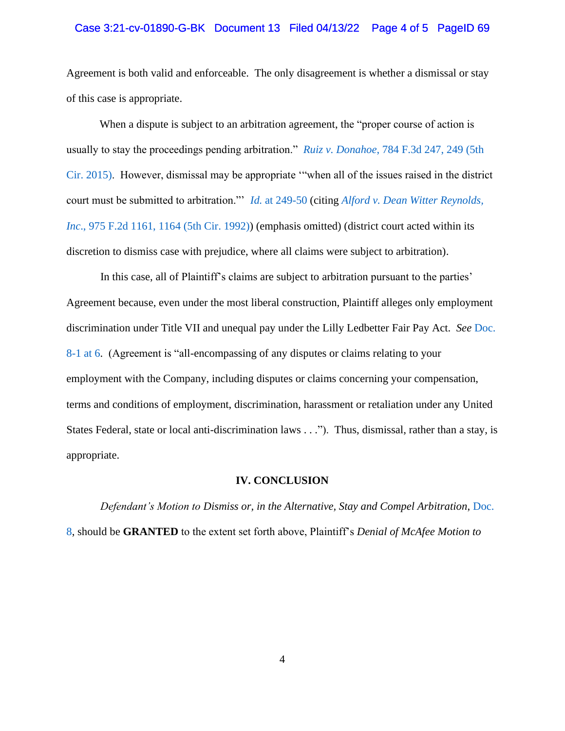Agreement is both valid and enforceable. The only disagreement is whether a dismissal or stay of this case is appropriate.

When a dispute is subject to an arbitration agreement, the "proper course of action is usually to stay the proceedings pending arbitration." *Ruiz v. Donahoe*, 784 F.3d 247, 249 (5th Cir. 2015). However, dismissal may be appropriate '"when all of the issues raised in the district court must be submitted to arbitration."' *Id.* at 249-50 (citing *Alford v. Dean Witter Reynolds, Inc*., 975 F.2d 1161, 1164 (5th Cir. 1992)) (emphasis omitted) (district court acted within its discretion to dismiss case with prejudice, where all claims were subject to arbitration).

In this case, all of Plaintiff's claims are subject to arbitration pursuant to the parties' Agreement because, even under the most liberal construction, Plaintiff alleges only employment discrimination under Title VII and unequal pay under the Lilly Ledbetter Fair Pay Act. *See* Doc. 8-1 at 6. (Agreement is "all-encompassing of any disputes or claims relating to your employment with the Company, including disputes or claims concerning your compensation, terms and conditions of employment, discrimination, harassment or retaliation under any United States Federal, state or local anti-discrimination laws . . ."). Thus, dismissal, rather than a stay, is appropriate.

## IV. CONCLUSION

*Defendant's Motion to Dismiss or, in the Alternative, Stay and Compel Arbitration*, Doc. 8, should be **GRANTED** to the extent set forth above, Plaintiff's *Denial of McAfee Motion to*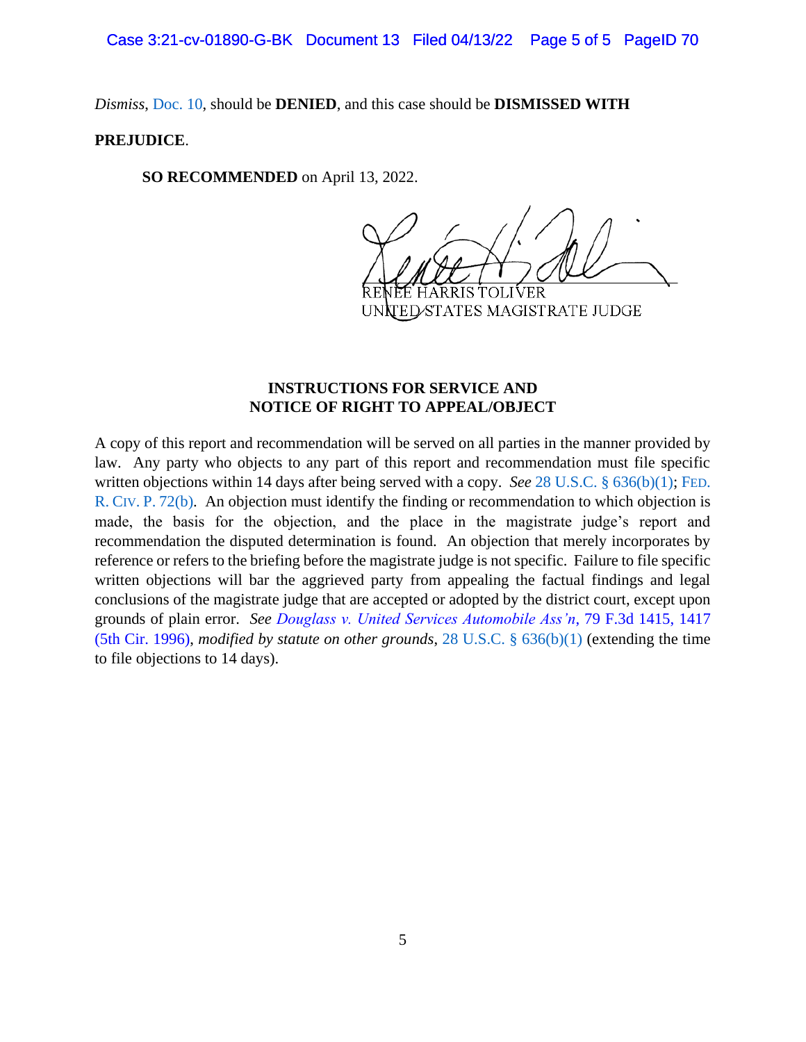*Dismiss*, Doc. 10, should be **DENIED**, and this case should be **DISMISSED WITH PREJUDICE**.

**SO RECOMMENDED** on April 13, 2022.

RENEE HARRIS TOLIVER
UNITED STATES MAGISTRATE JUDGE

## INSTRUCTIONS FOR SERVICE AND NOTICE OF RIGHT TO APPEAL/OBJECT

A copy of this report and recommendation will be served on all parties in the manner provided by law. Any party who objects to any part of this report and recommendation must file specific written objections within 14 days after being served with a copy. *See* 28 U.S.C. § 636(b)(1); FED. R. CIV. P. 72(b). An objection must identify the finding or recommendation to which objection is made, the basis for the objection, and the place in the magistrate judge's report and recommendation the disputed determination is found. An objection that merely incorporates by reference or refers to the briefing before the magistrate judge is not specific. Failure to file specific written objections will bar the aggrieved party from appealing the factual findings and legal conclusions of the magistrate judge that are accepted or adopted by the district court, except upon grounds of plain error. *See Douglass v. United Services Automobile Ass'n*, 79 F.3d 1415, 1417 (5th Cir. 1996), *modified by statute on other grounds*, 28 U.S.C. § 636(b)(1) (extending the time to file objections to 14 days).